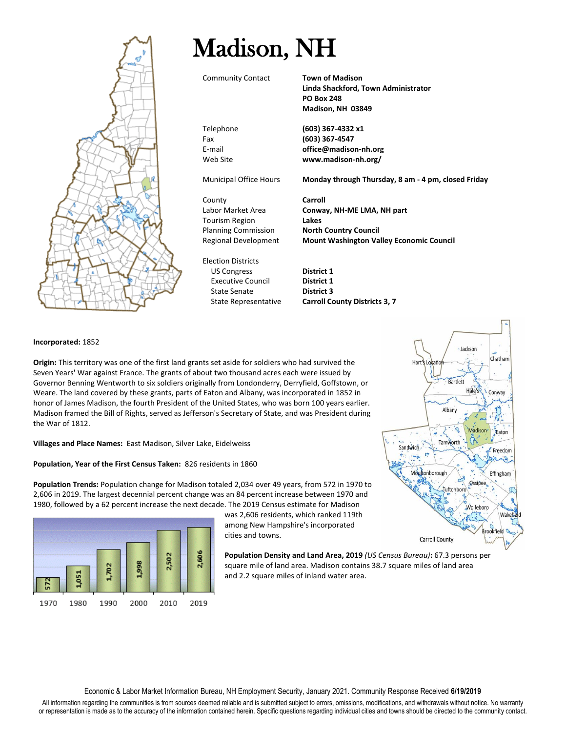# Madison, NH

| | |
|---|---|
| Community Contact | **Town of Madison**<br>**Linda Shackford, Town Administrator**<br>**PO Box 248**<br>**Madison, NH 03849** |
| Telephone | **(603) 367-4332 x1** |
| Fax | **(603) 367-4547** |
| E-mail | **office@madison-nh.org** |
| Web Site | **www.madison-nh.org/** |
| Municipal Office Hours | **Monday through Thursday, 8 am - 4 pm, closed Friday** |
| County | **Carroll** |
| Labor Market Area | **Conway, NH-ME LMA, NH part** |
| Tourism Region | **Lakes** |
| Planning Commission | **North Country Council** |
| Regional Development | **Mount Washington Valley Economic Council** |
| Election Districts | |
| US Congress | **District 1** |
| Executive Council | **District 1** |
| State Senate | **District 3** |
| State Representative | **Carroll County Districts 3, 7** |

**Incorporated:** 1852

**Origin:** This territory was one of the first land grants set aside for soldiers who had survived the Seven Years' War against France. The grants of about two thousand acres each were issued by Governor Benning Wentworth to six soldiers originally from Londonderry, Derryfield, Goffstown, or Weare. The land covered by these grants, parts of Eaton and Albany, was incorporated in 1852 in honor of James Madison, the fourth President of the United States, who was born 100 years earlier. Madison framed the Bill of Rights, served as Jefferson's Secretary of State, and was President during the War of 1812.

**Villages and Place Names:** East Madison, Silver Lake, Eidelweiss

**Population, Year of the First Census Taken:** 826 residents in 1860

**Population Trends:** Population change for Madison totaled 2,034 over 49 years, from 572 in 1970 to 2,606 in 2019. The largest decennial percent change was an 84 percent increase between 1970 and 1980, followed by a 62 percent increase the next decade. The 2019 Census estimate for Madison was 2,606 residents, which ranked 119th among New Hampshire's incorporated cities and towns.

| 1970 | 1980 | 1990 | 2000 | 2010 | 2019 |
|---|---|---|---|---|---|
| 572 | 1,051 | 1,702 | 1,998 | 2,502 | 2,606 |

**Population Density and Land Area, 2019** *(US Census Bureau)***:** 67.3 persons per square mile of land area. Madison contains 38.7 square miles of land area and 2.2 square miles of inland water area.

Economic & Labor Market Information Bureau, NH Employment Security, January 2021. Community Response Received **6/19/2019**

All information regarding the communities is from sources deemed reliable and is submitted subject to errors, omissions, modifications, and withdrawals without notice. No warranty or representation is made as to the accuracy of the information contained herein. Specific questions regarding individual cities and towns should be directed to the community contact.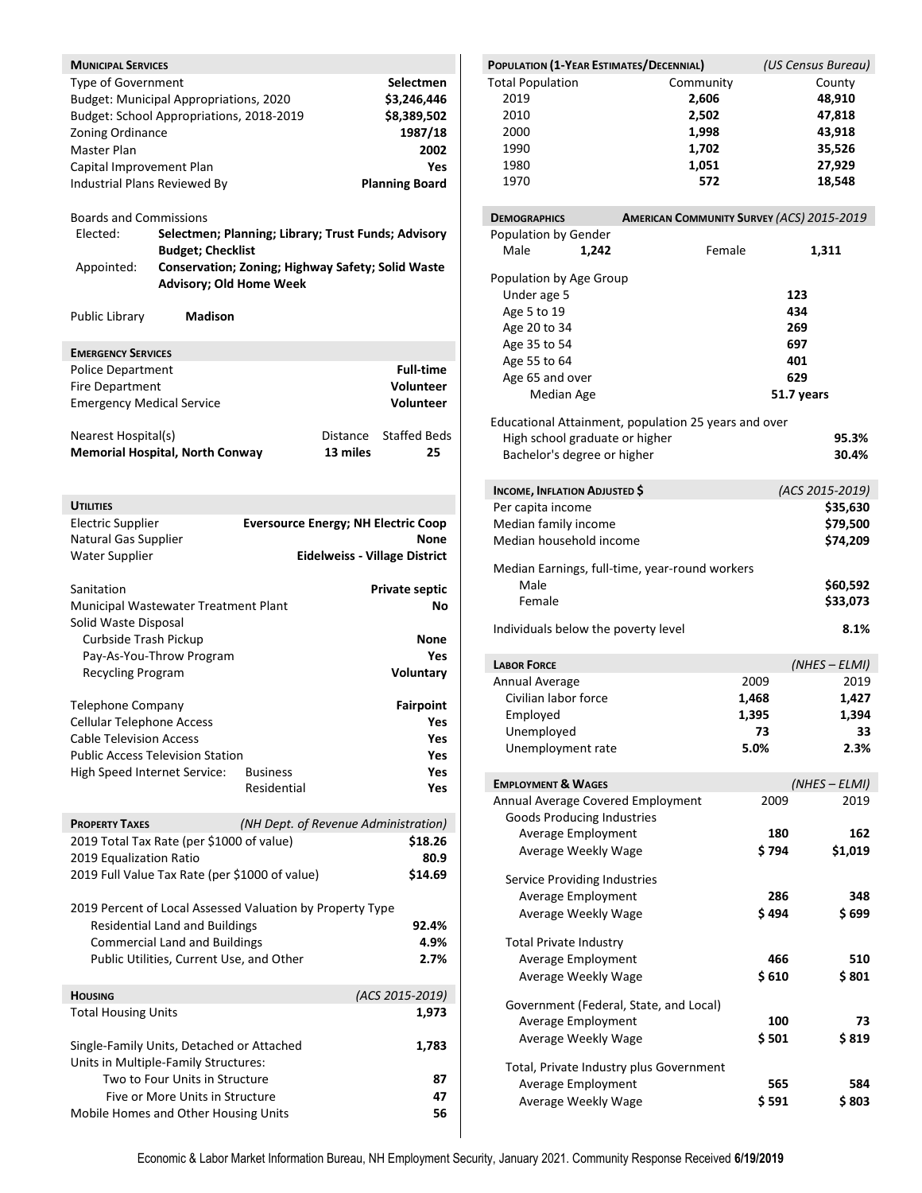## Municipal Services

| | |
|---|---|
| Type of Government | **Selectmen** |
| Budget: Municipal Appropriations, 2020 | **$3,246,446** |
| Budget: School Appropriations, 2018-2019 | **$8,389,502** |
| Zoning Ordinance | **1987/18** |
| Master Plan | **2002** |
| Capital Improvement Plan | **Yes** |
| Industrial Plans Reviewed By | **Planning Board** |

Boards and Commissions

- Elected: **Selectmen; Planning; Library; Trust Funds; Advisory Budget; Checklist**
- Appointed: **Conservation; Zoning; Highway Safety; Solid Waste Advisory; Old Home Week**

Public Library **Madison**

## Emergency Services

| | |
|---|---|
| Police Department | **Full-time** |
| Fire Department | **Volunteer** |
| Emergency Medical Service | **Volunteer** |

| Nearest Hospital(s) | Distance | Staffed Beds |
|---|---|---|
| **Memorial Hospital, North Conway** | **13 miles** | **25** |

## Utilities

| | |
|---|---|
| Electric Supplier | **Eversource Energy; NH Electric Coop** |
| Natural Gas Supplier | **None** |
| Water Supplier | **Eidelweiss - Village District** |
| Sanitation | **Private septic** |
| Municipal Wastewater Treatment Plant | **No** |
| Solid Waste Disposal | |
| Curbside Trash Pickup | **None** |
| Pay-As-You-Throw Program | **Yes** |
| Recycling Program | **Voluntary** |
| Telephone Company | **Fairpoint** |
| Cellular Telephone Access | **Yes** |
| Cable Television Access | **Yes** |
| Public Access Television Station | **Yes** |
| High Speed Internet Service: Business | **Yes** |
| High Speed Internet Service: Residential | **Yes** |

## Property Taxes *(NH Dept. of Revenue Administration)*

| | |
|---|---|
| 2019 Total Tax Rate (per $1000 of value) | **$18.26** |
| 2019 Equalization Ratio | **80.9** |
| 2019 Full Value Tax Rate (per $1000 of value) | **$14.69** |
| 2019 Percent of Local Assessed Valuation by Property Type | |
| Residential Land and Buildings | **92.4%** |
| Commercial Land and Buildings | **4.9%** |
| Public Utilities, Current Use, and Other | **2.7%** |

## Housing *(ACS 2015-2019)*

| | |
|---|---|
| Total Housing Units | **1,973** |
| Single-Family Units, Detached or Attached | **1,783** |
| Units in Multiple-Family Structures: | |
| Two to Four Units in Structure | **87** |
| Five or More Units in Structure | **47** |
| Mobile Homes and Other Housing Units | **56** |

## Population (1-Year Estimates/Decennial) *(US Census Bureau)*

| Total Population | Community | County |
|---|---|---|
| 2019 | **2,606** | **48,910** |
| 2010 | **2,502** | **47,818** |
| 2000 | **1,998** | **43,918** |
| 1990 | **1,702** | **35,526** |
| 1980 | **1,051** | **27,929** |
| 1970 | **572** | **18,548** |

## Demographics — American Community Survey *(ACS) 2015-2019*

Population by Gender

| Male | Female |
|---|---|
| **1,242** | **1,311** |

| Population by Age Group | |
|---|---|
| Under age 5 | **123** |
| Age 5 to 19 | **434** |
| Age 20 to 34 | **269** |
| Age 35 to 54 | **697** |
| Age 55 to 64 | **401** |
| Age 65 and over | **629** |
| Median Age | **51.7 years** |

| Educational Attainment, population 25 years and over | |
|---|---|
| High school graduate or higher | **95.3%** |
| Bachelor's degree or higher | **30.4%** |

## Income, Inflation Adjusted $ *(ACS 2015-2019)*

| | |
|---|---|
| Per capita income | **$35,630** |
| Median family income | **$79,500** |
| Median household income | **$74,209** |
| Median Earnings, full-time, year-round workers | |
| Male | **$60,592** |
| Female | **$33,073** |
| Individuals below the poverty level | **8.1%** |

## Labor Force *(NHES – ELMI)*

| Annual Average | 2009 | 2019 |
|---|---|---|
| Civilian labor force | **1,468** | **1,427** |
| Employed | **1,395** | **1,394** |
| Unemployed | **73** | **33** |
| Unemployment rate | **5.0%** | **2.3%** |

## Employment & Wages *(NHES – ELMI)*

| Annual Average Covered Employment | 2009 | 2019 |
|---|---|---|
| **Goods Producing Industries** | | |
| Average Employment | **180** | **162** |
| Average Weekly Wage | **$ 794** | **$1,019** |
| **Service Providing Industries** | | |
| Average Employment | **286** | **348** |
| Average Weekly Wage | **$ 494** | **$ 699** |
| **Total Private Industry** | | |
| Average Employment | **466** | **510** |
| Average Weekly Wage | **$ 610** | **$ 801** |
| **Government (Federal, State, and Local)** | | |
| Average Employment | **100** | **73** |
| Average Weekly Wage | **$ 501** | **$ 819** |
| **Total, Private Industry plus Government** | | |
| Average Employment | **565** | **584** |
| Average Weekly Wage | **$ 591** | **$ 803** |

Economic & Labor Market Information Bureau, NH Employment Security, January 2021. Community Response Received **6/19/2019**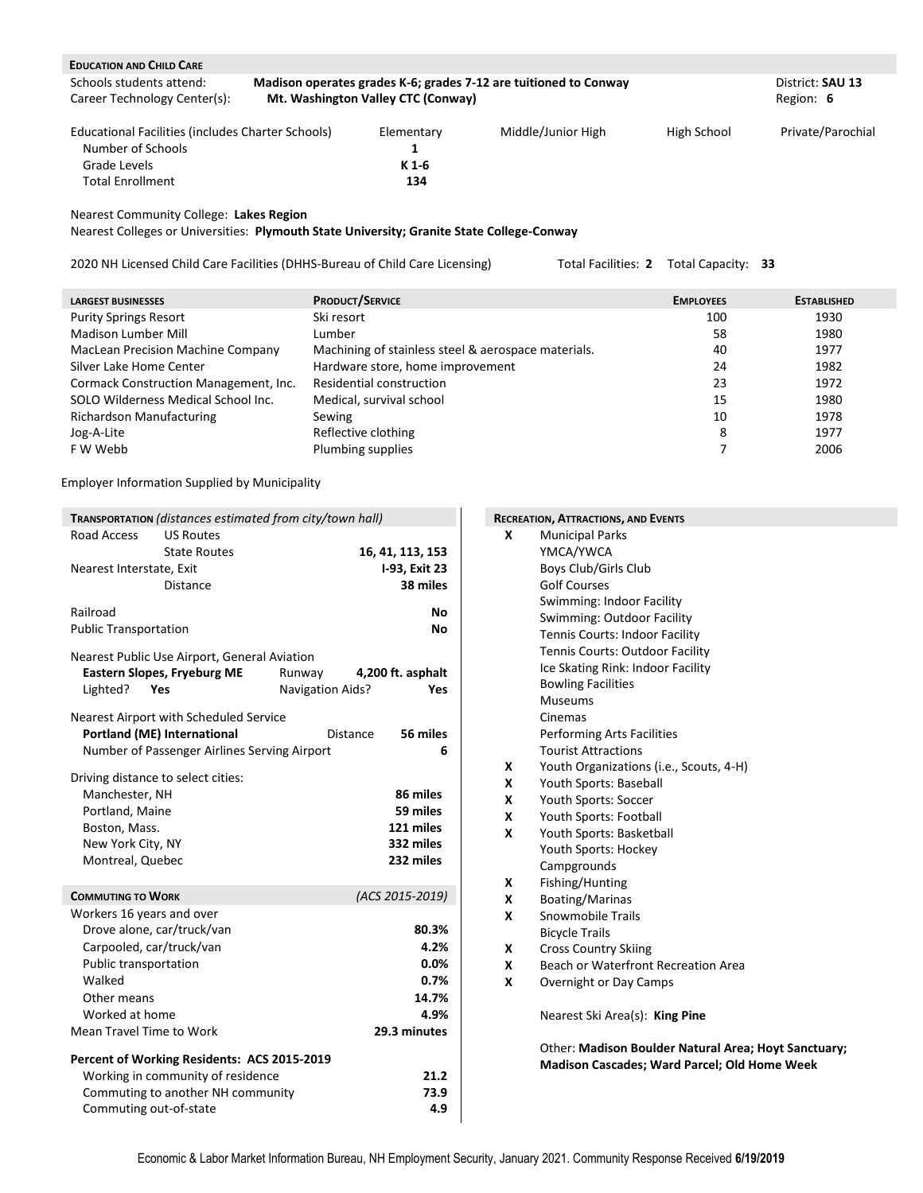## Education and Child Care

| | | |
|---|---|---|
| Schools students attend: | **Madison operates grades K-6; grades 7-12 are tuitioned to Conway** | District: **SAU 13** |
| Career Technology Center(s): | **Mt. Washington Valley CTC (Conway)** | Region: **6** |

| Educational Facilities (includes Charter Schools) | Elementary | Middle/Junior High | High School | Private/Parochial |
|---|---|---|---|---|
| Number of Schools | **1** | | | |
| Grade Levels | **K 1-6** | | | |
| Total Enrollment | **134** | | | |

Nearest Community College: **Lakes Region**
Nearest Colleges or Universities: **Plymouth State University; Granite State College-Conway**

2020 NH Licensed Child Care Facilities (DHHS-Bureau of Child Care Licensing) Total Facilities: **2** Total Capacity: **33**

| Largest Businesses | Product/Service | Employees | Established |
|---|---|---|---|
| Purity Springs Resort | Ski resort | 100 | 1930 |
| Madison Lumber Mill | Lumber | 58 | 1980 |
| MacLean Precision Machine Company | Machining of stainless steel & aerospace materials. | 40 | 1977 |
| Silver Lake Home Center | Hardware store, home improvement | 24 | 1982 |
| Cormack Construction Management, Inc. | Residential construction | 23 | 1972 |
| SOLO Wilderness Medical School Inc. | Medical, survival school | 15 | 1980 |
| Richardson Manufacturing | Sewing | 10 | 1978 |
| Jog-A-Lite | Reflective clothing | 8 | 1977 |
| F W Webb | Plumbing supplies | 7 | 2006 |

Employer Information Supplied by Municipality

## Transportation *(distances estimated from city/town hall)*

| | |
|---|---|
| Road Access US Routes | |
| State Routes | **16, 41, 113, 153** |
| Nearest Interstate, Exit | **I-93, Exit 23** |
| Distance | **38 miles** |
| Railroad | **No** |
| Public Transportation | **No** |

Nearest Public Use Airport, General Aviation
**Eastern Slopes, Fryeburg ME** Runway **4,200 ft. asphalt**
Lighted? **Yes** Navigation Aids? **Yes**

Nearest Airport with Scheduled Service
**Portland (ME) International** Distance **56 miles**
Number of Passenger Airlines Serving Airport **6**

| Driving distance to select cities: | |
|---|---|
| Manchester, NH | **86 miles** |
| Portland, Maine | **59 miles** |
| Boston, Mass. | **121 miles** |
| New York City, NY | **332 miles** |
| Montreal, Quebec | **232 miles** |

## Commuting to Work *(ACS 2015-2019)*

| Workers 16 years and over | |
|---|---|
| Drove alone, car/truck/van | **80.3%** |
| Carpooled, car/truck/van | **4.2%** |
| Public transportation | **0.0%** |
| Walked | **0.7%** |
| Other means | **14.7%** |
| Worked at home | **4.9%** |
| Mean Travel Time to Work | **29.3 minutes** |

**Percent of Working Residents: ACS 2015-2019**

| | |
|---|---|
| Working in community of residence | **21.2** |
| Commuting to another NH community | **73.9** |
| Commuting out-of-state | **4.9** |

## Recreation, Attractions, and Events

| | |
|---|---|
| **X** | Municipal Parks |
| | YMCA/YWCA |
| | Boys Club/Girls Club |
| | Golf Courses |
| | Swimming: Indoor Facility |
| | Swimming: Outdoor Facility |
| | Tennis Courts: Indoor Facility |
| | Tennis Courts: Outdoor Facility |
| | Ice Skating Rink: Indoor Facility |
| | Bowling Facilities |
| | Museums |
| | Cinemas |
| | Performing Arts Facilities |
| | Tourist Attractions |
| **X** | Youth Organizations (i.e., Scouts, 4-H) |
| **X** | Youth Sports: Baseball |
| **X** | Youth Sports: Soccer |
| **X** | Youth Sports: Football |
| **X** | Youth Sports: Basketball |
| | Youth Sports: Hockey |
| | Campgrounds |
| **X** | Fishing/Hunting |
| **X** | Boating/Marinas |
| **X** | Snowmobile Trails |
| | Bicycle Trails |
| **X** | Cross Country Skiing |
| **X** | Beach or Waterfront Recreation Area |
| **X** | Overnight or Day Camps |

Nearest Ski Area(s): **King Pine**

Other: **Madison Boulder Natural Area; Hoyt Sanctuary; Madison Cascades; Ward Parcel; Old Home Week**

Economic & Labor Market Information Bureau, NH Employment Security, January 2021. Community Response Received **6/19/2019**